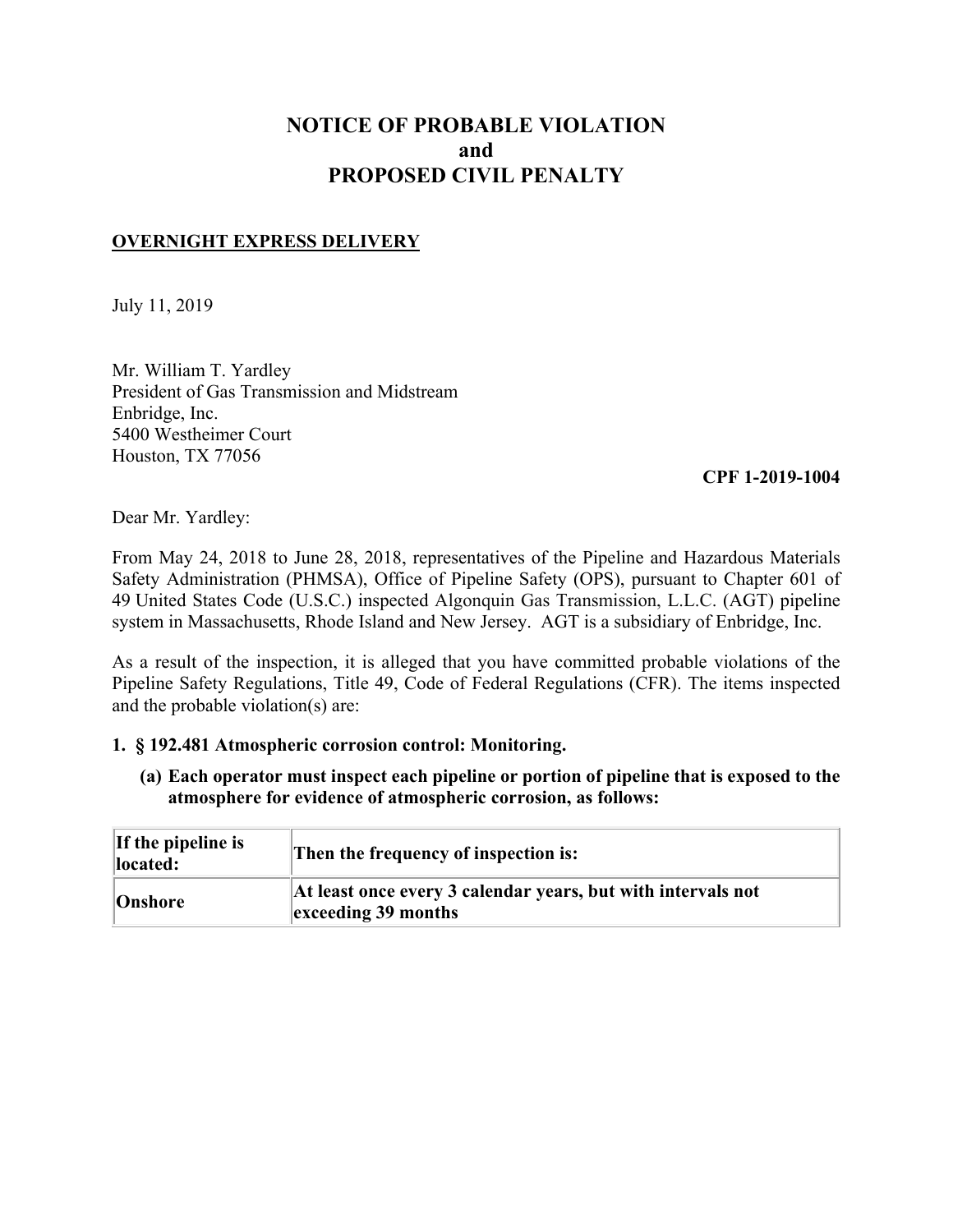# NOTICE OF PROBABLE VIOLATION
# and
# PROPOSED CIVIL PENALTY

**OVERNIGHT EXPRESS DELIVERY**

July 11, 2019

Mr. William T. Yardley
President of Gas Transmission and Midstream
Enbridge, Inc.
5400 Westheimer Court
Houston, TX 77056

**CPF 1-2019-1004**

Dear Mr. Yardley:

From May 24, 2018 to June 28, 2018, representatives of the Pipeline and Hazardous Materials Safety Administration (PHMSA), Office of Pipeline Safety (OPS), pursuant to Chapter 601 of 49 United States Code (U.S.C.) inspected Algonquin Gas Transmission, L.L.C. (AGT) pipeline system in Massachusetts, Rhode Island and New Jersey. AGT is a subsidiary of Enbridge, Inc.

As a result of the inspection, it is alleged that you have committed probable violations of the Pipeline Safety Regulations, Title 49, Code of Federal Regulations (CFR). The items inspected and the probable violation(s) are:

**1. § 192.481 Atmospheric corrosion control: Monitoring.**

**(a) Each operator must inspect each pipeline or portion of pipeline that is exposed to the atmosphere for evidence of atmospheric corrosion, as follows:**

| If the pipeline is located: | Then the frequency of inspection is: |
|---|---|
| Onshore | At least once every 3 calendar years, but with intervals not exceeding 39 months |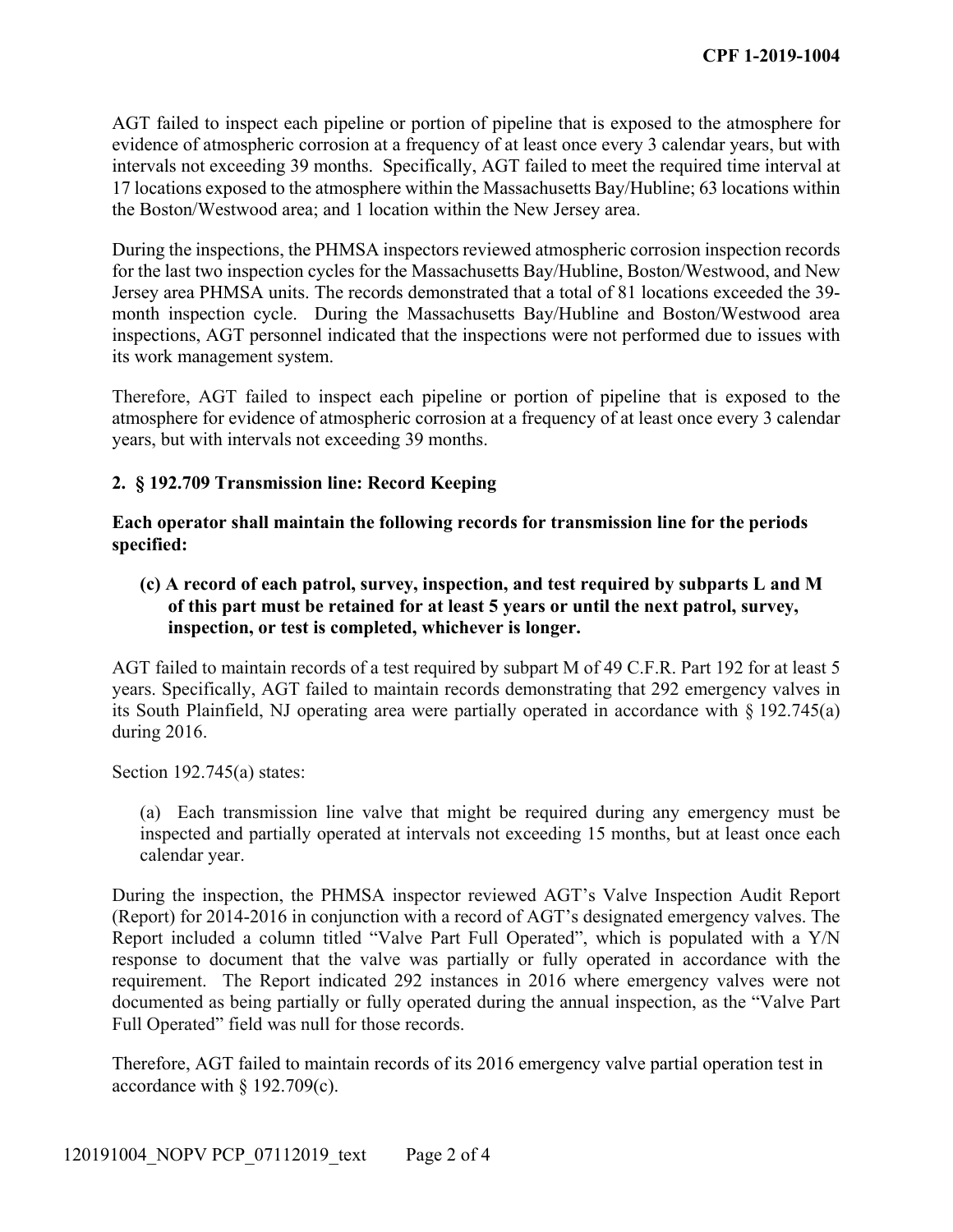AGT failed to inspect each pipeline or portion of pipeline that is exposed to the atmosphere for evidence of atmospheric corrosion at a frequency of at least once every 3 calendar years, but with intervals not exceeding 39 months. Specifically, AGT failed to meet the required time interval at 17 locations exposed to the atmosphere within the Massachusetts Bay/Hubline; 63 locations within the Boston/Westwood area; and 1 location within the New Jersey area.

During the inspections, the PHMSA inspectors reviewed atmospheric corrosion inspection records for the last two inspection cycles for the Massachusetts Bay/Hubline, Boston/Westwood, and New Jersey area PHMSA units. The records demonstrated that a total of 81 locations exceeded the 39-month inspection cycle. During the Massachusetts Bay/Hubline and Boston/Westwood area inspections, AGT personnel indicated that the inspections were not performed due to issues with its work management system.

Therefore, AGT failed to inspect each pipeline or portion of pipeline that is exposed to the atmosphere for evidence of atmospheric corrosion at a frequency of at least once every 3 calendar years, but with intervals not exceeding 39 months.

**2. § 192.709 Transmission line: Record Keeping**

**Each operator shall maintain the following records for transmission line for the periods specified:**

> **(c) A record of each patrol, survey, inspection, and test required by subparts L and M of this part must be retained for at least 5 years or until the next patrol, survey, inspection, or test is completed, whichever is longer.**

AGT failed to maintain records of a test required by subpart M of 49 C.F.R. Part 192 for at least 5 years. Specifically, AGT failed to maintain records demonstrating that 292 emergency valves in its South Plainfield, NJ operating area were partially operated in accordance with § 192.745(a) during 2016.

Section 192.745(a) states:

> (a) Each transmission line valve that might be required during any emergency must be inspected and partially operated at intervals not exceeding 15 months, but at least once each calendar year.

During the inspection, the PHMSA inspector reviewed AGT's Valve Inspection Audit Report (Report) for 2014-2016 in conjunction with a record of AGT's designated emergency valves. The Report included a column titled "Valve Part Full Operated", which is populated with a Y/N response to document that the valve was partially or fully operated in accordance with the requirement. The Report indicated 292 instances in 2016 where emergency valves were not documented as being partially or fully operated during the annual inspection, as the "Valve Part Full Operated" field was null for those records.

Therefore, AGT failed to maintain records of its 2016 emergency valve partial operation test in accordance with § 192.709(c).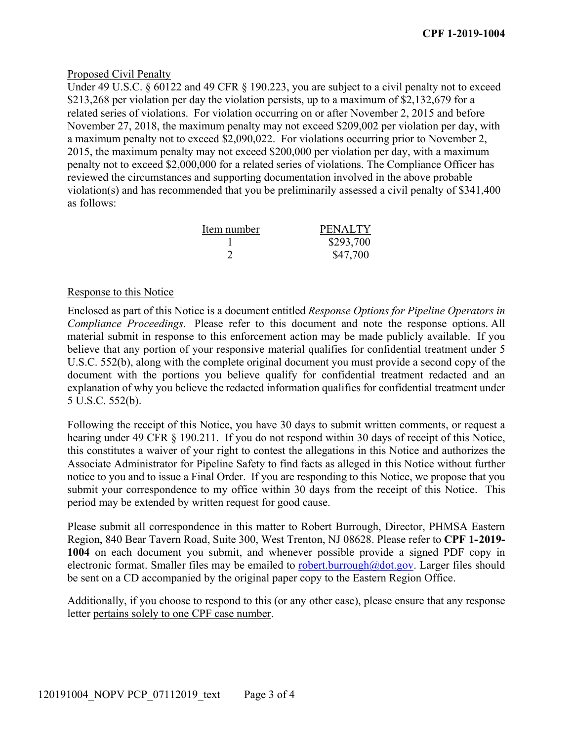Proposed Civil Penalty

Under 49 U.S.C. § 60122 and 49 CFR § 190.223, you are subject to a civil penalty not to exceed $213,268 per violation per day the violation persists, up to a maximum of $2,132,679 for a related series of violations. For violation occurring on or after November 2, 2015 and before November 27, 2018, the maximum penalty may not exceed $209,002 per violation per day, with a maximum penalty not to exceed $2,090,022. For violations occurring prior to November 2, 2015, the maximum penalty may not exceed $200,000 per violation per day, with a maximum penalty not to exceed $2,000,000 for a related series of violations. The Compliance Officer has reviewed the circumstances and supporting documentation involved in the above probable violation(s) and has recommended that you be preliminarily assessed a civil penalty of $341,400 as follows:

| Item number | PENALTY |
|---|---|
| 1 | $293,700 |
| 2 | $47,700 |

Response to this Notice

Enclosed as part of this Notice is a document entitled *Response Options for Pipeline Operators in Compliance Proceedings*. Please refer to this document and note the response options. All material submit in response to this enforcement action may be made publicly available. If you believe that any portion of your responsive material qualifies for confidential treatment under 5 U.S.C. 552(b), along with the complete original document you must provide a second copy of the document with the portions you believe qualify for confidential treatment redacted and an explanation of why you believe the redacted information qualifies for confidential treatment under 5 U.S.C. 552(b).

Following the receipt of this Notice, you have 30 days to submit written comments, or request a hearing under 49 CFR § 190.211. If you do not respond within 30 days of receipt of this Notice, this constitutes a waiver of your right to contest the allegations in this Notice and authorizes the Associate Administrator for Pipeline Safety to find facts as alleged in this Notice without further notice to you and to issue a Final Order. If you are responding to this Notice, we propose that you submit your correspondence to my office within 30 days from the receipt of this Notice. This period may be extended by written request for good cause.

Please submit all correspondence in this matter to Robert Burrough, Director, PHMSA Eastern Region, 840 Bear Tavern Road, Suite 300, West Trenton, NJ 08628. Please refer to **CPF 1-2019-1004** on each document you submit, and whenever possible provide a signed PDF copy in electronic format. Smaller files may be emailed to robert.burrough@dot.gov. Larger files should be sent on a CD accompanied by the original paper copy to the Eastern Region Office.

Additionally, if you choose to respond to this (or any other case), please ensure that any response letter pertains solely to one CPF case number.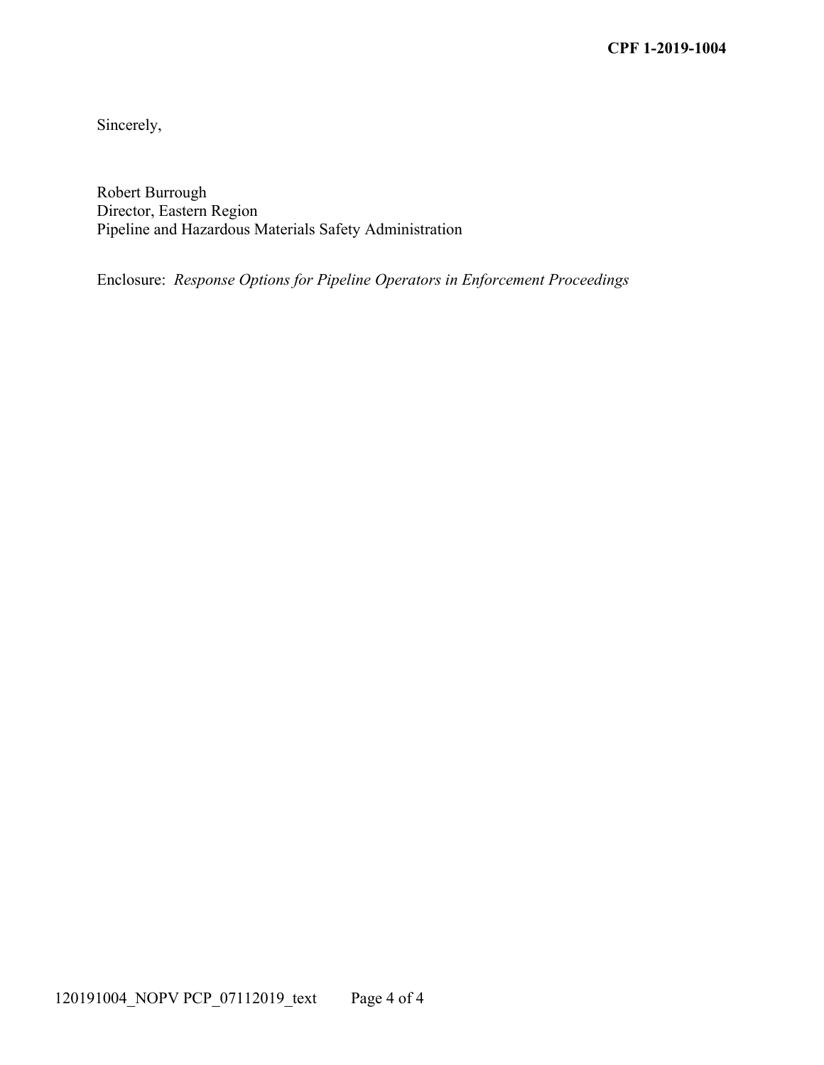Sincerely,

Robert Burrough
Director, Eastern Region
Pipeline and Hazardous Materials Safety Administration

Enclosure: *Response Options for Pipeline Operators in Enforcement Proceedings*